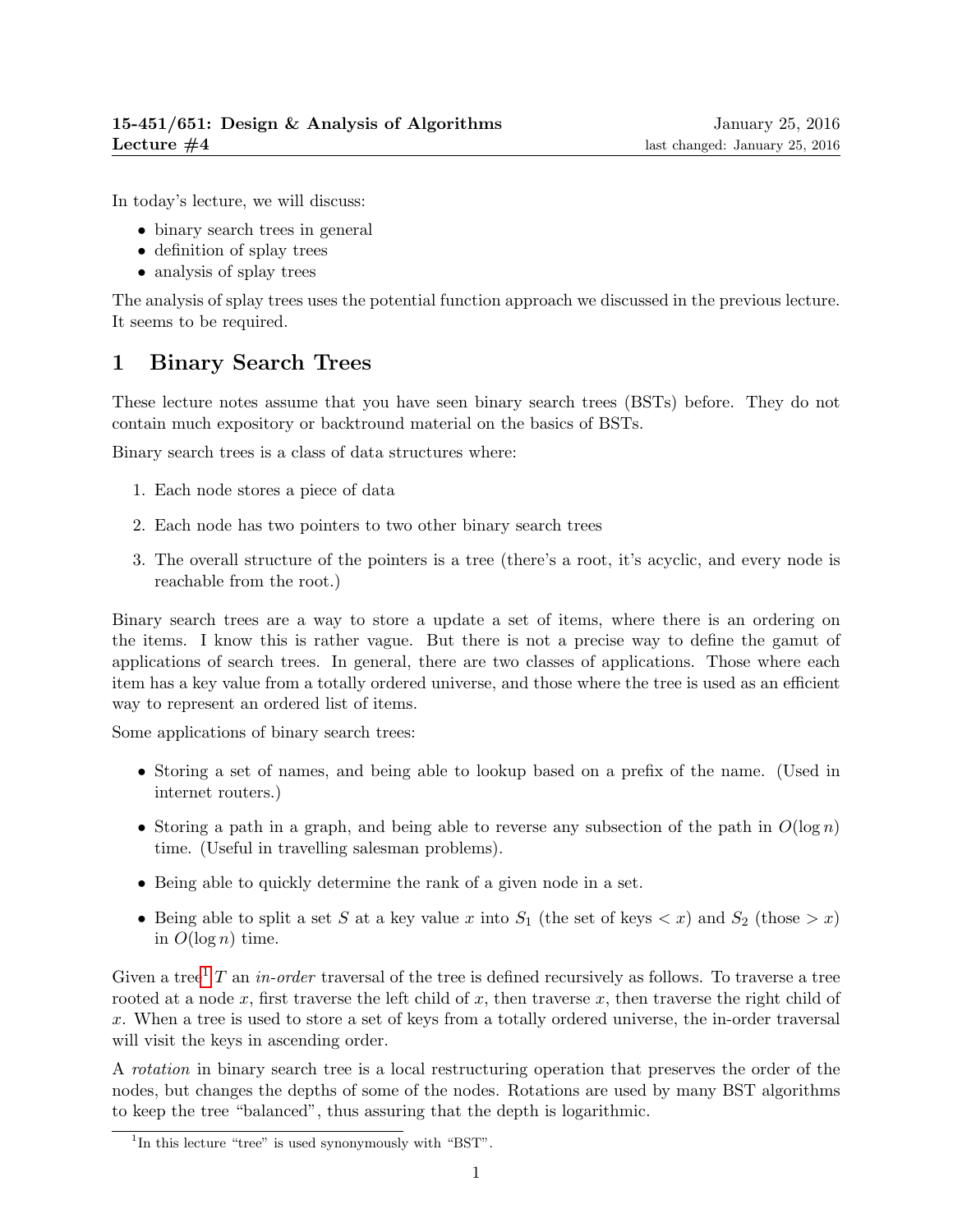**15-451/651: Design & Analysis of Algorithms** January 25, 2016
**Lecture #4** last changed: January 25, 2016

In today's lecture, we will discuss:

- binary search trees in general
- definition of splay trees
- analysis of splay trees

The analysis of splay trees uses the potential function approach we discussed in the previous lecture. It seems to be required.

# 1 Binary Search Trees

These lecture notes assume that you have seen binary search trees (BSTs) before. They do not contain much expository or backtround material on the basics of BSTs.

Binary search trees is a class of data structures where:

1. Each node stores a piece of data
2. Each node has two pointers to two other binary search trees
3. The overall structure of the pointers is a tree (there's a root, it's acyclic, and every node is reachable from the root.)

Binary search trees are a way to store a update a set of items, where there is an ordering on the items. I know this is rather vague. But there is not a precise way to define the gamut of applications of search trees. In general, there are two classes of applications. Those where each item has a key value from a totally ordered universe, and those where the tree is used as an efficient way to represent an ordered list of items.

Some applications of binary search trees:

- Storing a set of names, and being able to lookup based on a prefix of the name. (Used in internet routers.)
- Storing a path in a graph, and being able to reverse any subsection of the path in $O(\log n)$ time. (Useful in travelling salesman problems).
- Being able to quickly determine the rank of a given node in a set.
- Being able to split a set $S$ at a key value $x$ into $S_1$ (the set of keys $< x$) and $S_2$ (those $> x$) in $O(\log n)$ time.

Given a tree[1] $T$ an *in-order* traversal of the tree is defined recursively as follows. To traverse a tree rooted at a node $x$, first traverse the left child of $x$, then traverse $x$, then traverse the right child of $x$. When a tree is used to store a set of keys from a totally ordered universe, the in-order traversal will visit the keys in ascending order.

A *rotation* in binary search tree is a local restructuring operation that preserves the order of the nodes, but changes the depths of some of the nodes. Rotations are used by many BST algorithms to keep the tree "balanced", thus assuring that the depth is logarithmic.

[1] In this lecture "tree" is used synonymously with "BST".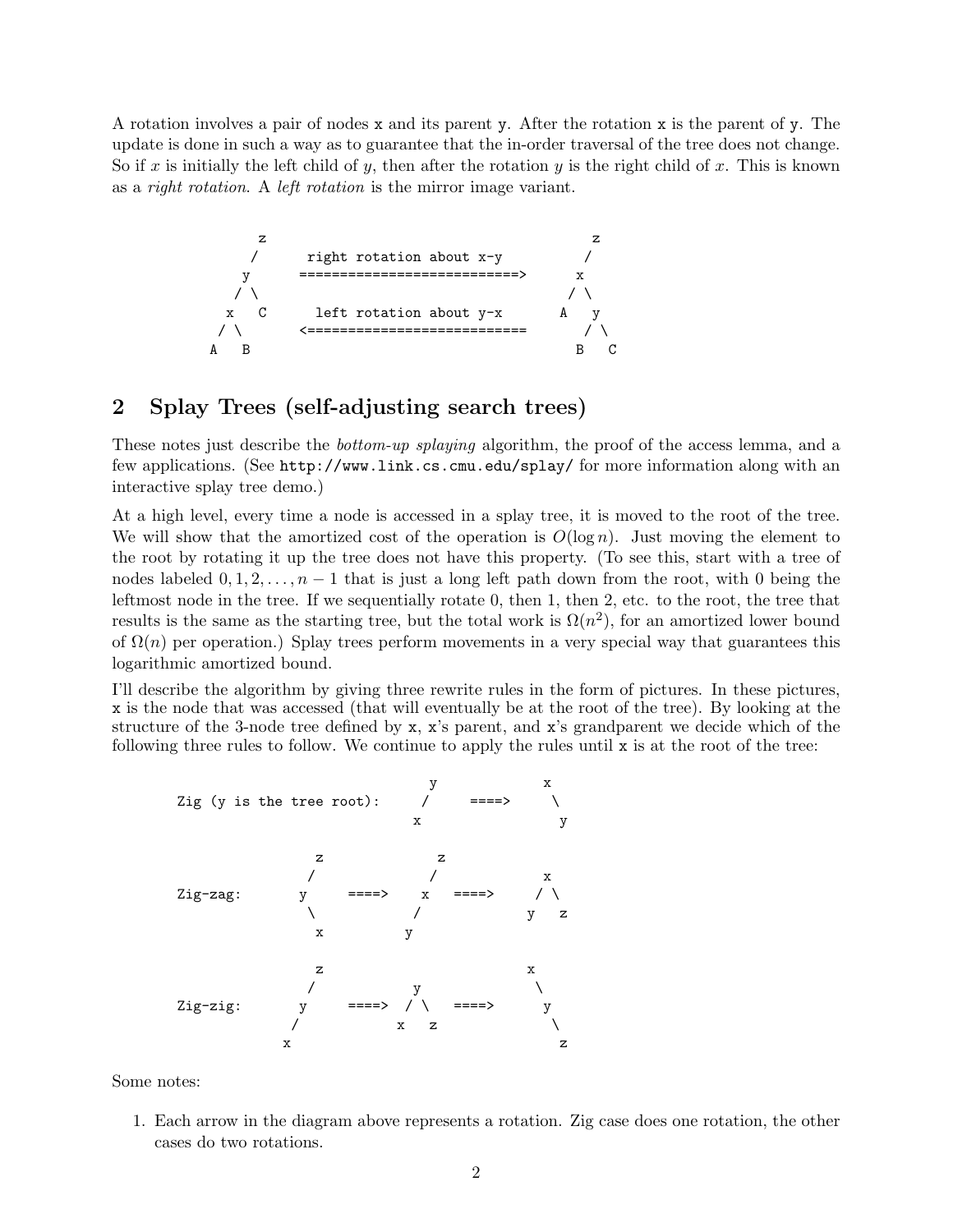A rotation involves a pair of nodes `x` and its parent `y`. After the rotation `x` is the parent of `y`. The update is done in such a way as to guarantee that the in-order traversal of the tree does not change. So if $x$ is initially the left child of $y$, then after the rotation $y$ is the right child of $x$. This is known as a *right rotation*. A *left rotation* is the mirror image variant.

```
          z                                              z
         /      right rotation about x-y                /
        y       ===========================>           x
       / \                                            / \
      x   C      left rotation about y-x             A   y
     / \        <===========================             / \
    A   B                                               B   C
```

## 2 Splay Trees (self-adjusting search trees)

These notes just describe the *bottom-up splaying* algorithm, the proof of the access lemma, and a few applications. (See `http://www.link.cs.cmu.edu/splay/` for more information along with an interactive splay tree demo.)

At a high level, every time a node is accessed in a splay tree, it is moved to the root of the tree. We will show that the amortized cost of the operation is $O(\log n)$. Just moving the element to the root by rotating it up the tree does not have this property. (To see this, start with a tree of nodes labeled $0, 1, 2, \ldots, n-1$ that is just a long left path down from the root, with 0 being the leftmost node in the tree. If we sequentially rotate 0, then 1, then 2, etc. to the root, the tree that results is the same as the starting tree, but the total work is $\Omega(n^2)$, for an amortized lower bound of $\Omega(n)$ per operation.) Splay trees perform movements in a very special way that guarantees this logarithmic amortized bound.

I'll describe the algorithm by giving three rewrite rules in the form of pictures. In these pictures, `x` is the node that was accessed (that will eventually be at the root of the tree). By looking at the structure of the 3-node tree defined by `x`, `x`'s parent, and `x`'s grandparent we decide which of the following three rules to follow. We continue to apply the rules until `x` is at the root of the tree:

```
                                  y            x
Zig (y is the tree root):        /    ====>     \
                                x                y

                   z              z
                  /              /               x
Zig-zag:         y     ====>    x     ====>     / \
                  \            /               y   z
                   x          y

                   z                             x
                  /              y                \
Zig-zig:         y     ====>    / \   ====>        y
                /              x   z                \
               x                                     z
```

Some notes:

1. Each arrow in the diagram above represents a rotation. Zig case does one rotation, the other cases do two rotations.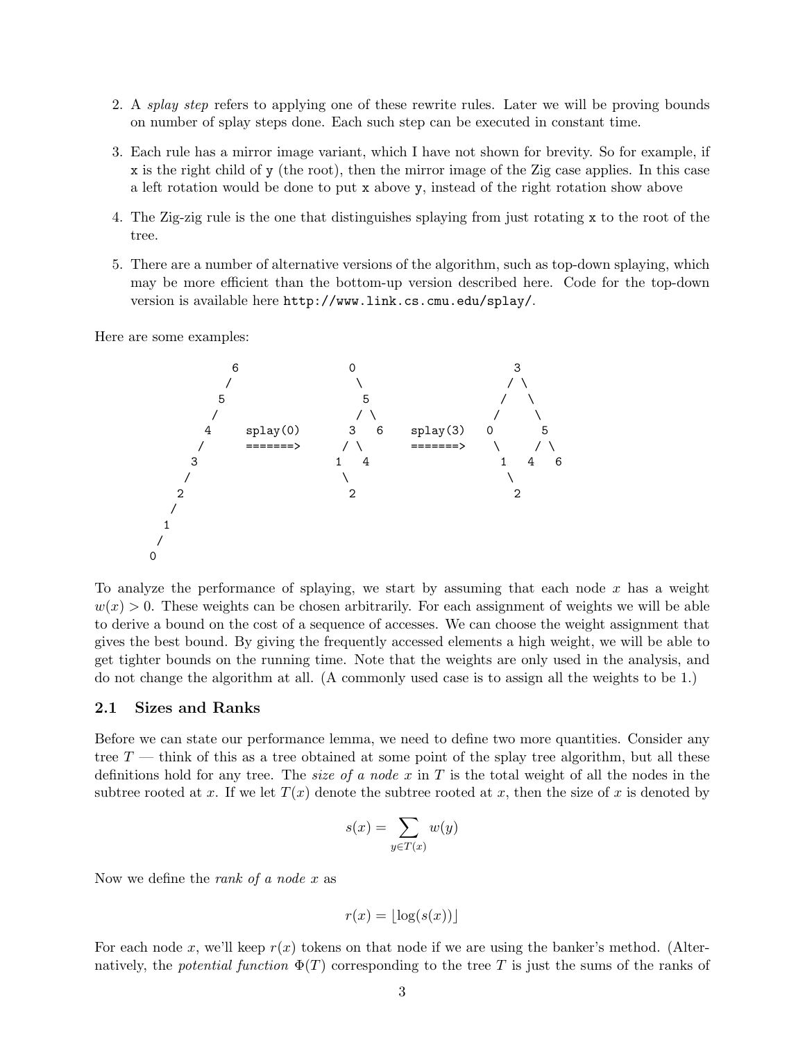2. A *splay step* refers to applying one of these rewrite rules. Later we will be proving bounds on number of splay steps done. Each such step can be executed in constant time.

3. Each rule has a mirror image variant, which I have not shown for brevity. So for example, if `x` is the right child of `y` (the root), then the mirror image of the Zig case applies. In this case a left rotation would be done to put `x` above `y`, instead of the right rotation show above

4. The Zig-zig rule is the one that distinguishes splaying from just rotating `x` to the root of the tree.

5. There are a number of alternative versions of the algorithm, such as top-down splaying, which may be more efficient than the bottom-up version described here. Code for the top-down version is available here `http://www.link.cs.cmu.edu/splay/`.

Here are some examples:

```
            6              0                    3
           /                \                  / \
          5                  5                /   \
         /                  / \              /     \
        4      splay(0)    3   6   splay(3)  0       5
       /       =======>   / \      =======>   \     / \
      3                  1   4                 1   4   6
     /                    \                     \
    2                      2                     2
   /
  1
 /
0
```

To analyze the performance of splaying, we start by assuming that each node $x$ has a weight $w(x) > 0$. These weights can be chosen arbitrarily. For each assignment of weights we will be able to derive a bound on the cost of a sequence of accesses. We can choose the weight assignment that gives the best bound. By giving the frequently accessed elements a high weight, we will be able to get tighter bounds on the running time. Note that the weights are only used in the analysis, and do not change the algorithm at all. (A commonly used case is to assign all the weights to be 1.)

## 2.1 Sizes and Ranks

Before we can state our performance lemma, we need to define two more quantities. Consider any tree $T$ — think of this as a tree obtained at some point of the splay tree algorithm, but all these definitions hold for any tree. The *size of a node $x$* in $T$ is the total weight of all the nodes in the subtree rooted at $x$. If we let $T(x)$ denote the subtree rooted at $x$, then the size of $x$ is denoted by

$$s(x) = \sum_{y \in T(x)} w(y)$$

Now we define the *rank of a node $x$* as

$$r(x) = \lfloor \log(s(x)) \rfloor$$

For each node $x$, we'll keep $r(x)$ tokens on that node if we are using the banker's method. (Alternatively, the *potential function* $\Phi(T)$ corresponding to the tree $T$ is just the sums of the ranks of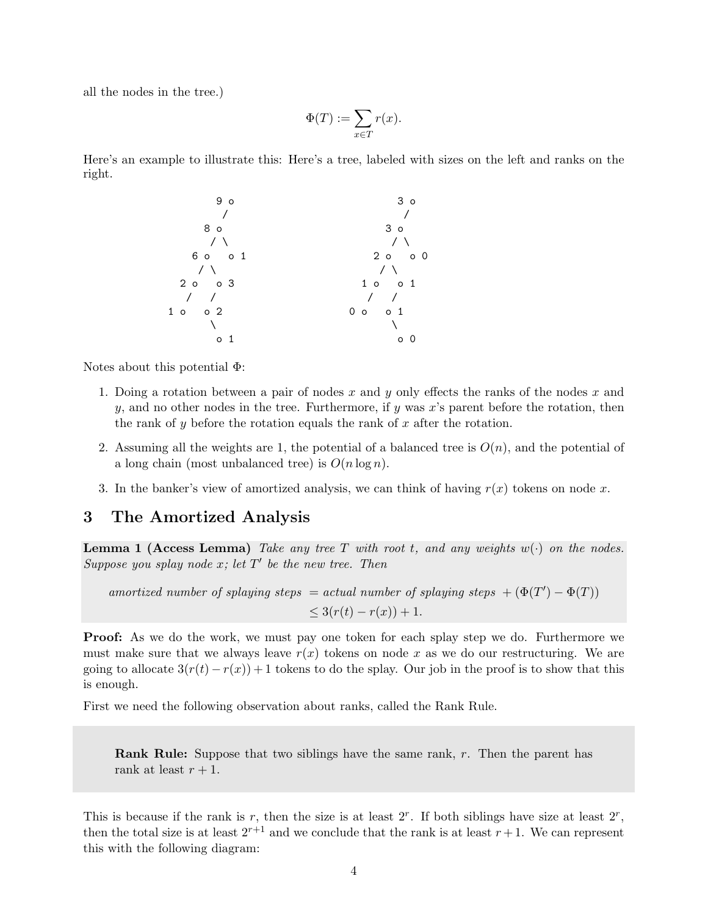all the nodes in the tree.)

$$\Phi(T) := \sum_{x \in T} r(x).$$

Here's an example to illustrate this: Here's a tree, labeled with sizes on the left and ranks on the right.

```
          9 o                        3 o
           /                          /
        8 o                        3 o
         / \                        / \
      6 o   o 1                  2 o   o 0
       / \                        / \
    2 o   o 3                  1 o   o 1
     /   /                      /   /
  1 o   o 2                  0 o   o 1
         \                          \
          o 1                        o 0
```

Notes about this potential $\Phi$:

1. Doing a rotation between a pair of nodes $x$ and $y$ only effects the ranks of the nodes $x$ and $y$, and no other nodes in the tree. Furthermore, if $y$ was $x$'s parent before the rotation, then the rank of $y$ before the rotation equals the rank of $x$ after the rotation.
2. Assuming all the weights are 1, the potential of a balanced tree is $O(n)$, and the potential of a long chain (most unbalanced tree) is $O(n \log n)$.
3. In the banker's view of amortized analysis, we can think of having $r(x)$ tokens on node $x$.

## 3 The Amortized Analysis

**Lemma 1 (Access Lemma)** *Take any tree $T$ with root $t$, and any weights $w(\cdot)$ on the nodes. Suppose you splay node $x$; let $T'$ be the new tree. Then*

$$\begin{aligned} \textit{amortized number of splaying steps } &= \textit{actual number of splaying steps } + (\Phi(T') - \Phi(T)) \\ &\leq 3(r(t) - r(x)) + 1. \end{aligned}$$

**Proof:** As we do the work, we must pay one token for each splay step we do. Furthermore we must make sure that we always leave $r(x)$ tokens on node $x$ as we do our restructuring. We are going to allocate $3(r(t) - r(x)) + 1$ tokens to do the splay. Our job in the proof is to show that this is enough.

First we need the following observation about ranks, called the Rank Rule.

> **Rank Rule:** Suppose that two siblings have the same rank, $r$. Then the parent has rank at least $r + 1$.

This is because if the rank is $r$, then the size is at least $2^r$. If both siblings have size at least $2^r$, then the total size is at least $2^{r+1}$ and we conclude that the rank is at least $r + 1$. We can represent this with the following diagram: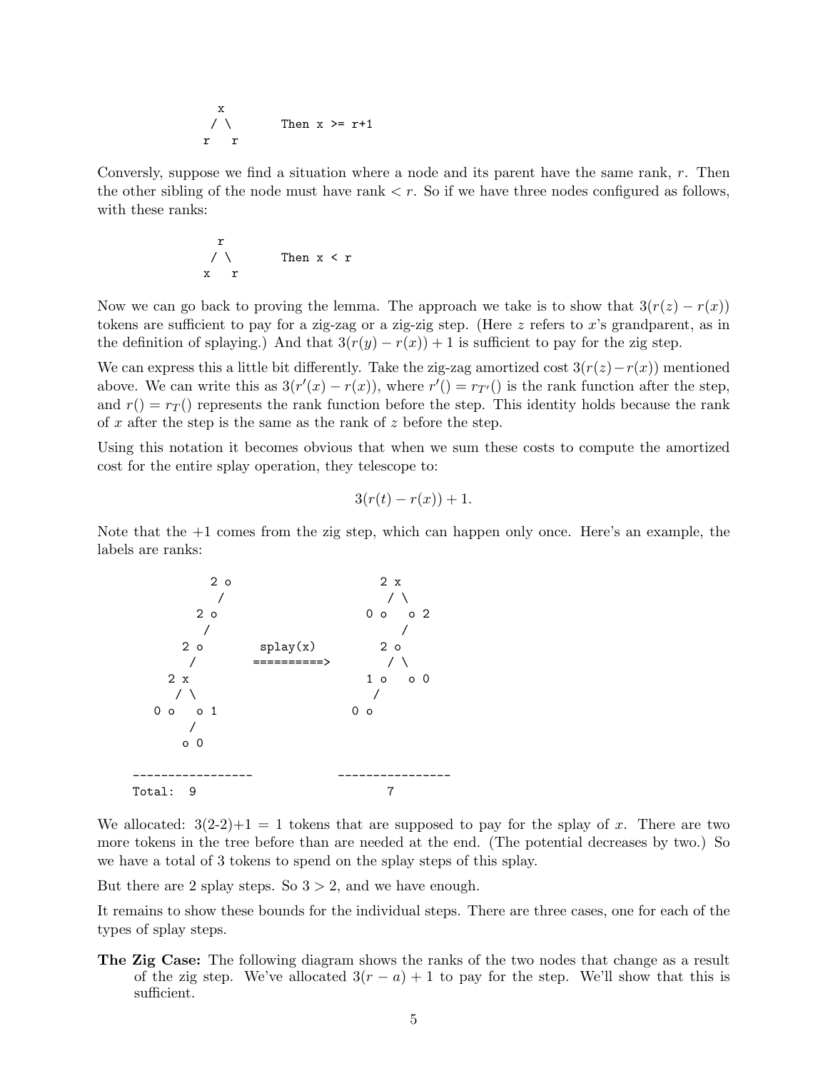```
      x
     / \        Then x >= r+1
    r   r
```

Conversly, suppose we find a situation where a node and its parent have the same rank, $r$. Then the other sibling of the node must have rank $< r$. So if we have three nodes configured as follows, with these ranks:

```
      r
     / \        Then x < r
    x   r
```

Now we can go back to proving the lemma. The approach we take is to show that $3(r(z) - r(x))$ tokens are sufficient to pay for a zig-zag or a zig-zig step. (Here $z$ refers to $x$'s grandparent, as in the definition of splaying.) And that $3(r(y) - r(x)) + 1$ is sufficient to pay for the zig step.

We can express this a little bit differently. Take the zig-zag amortized cost $3(r(z) - r(x))$ mentioned above. We can write this as $3(r'(x) - r(x))$, where $r'() = r_{T'}()$ is the rank function after the step, and $r() = r_T()$ represents the rank function before the step. This identity holds because the rank of $x$ after the step is the same as the rank of $z$ before the step.

Using this notation it becomes obvious that when we sum these costs to compute the amortized cost for the entire splay operation, they telescope to:

$$3(r(t) - r(x)) + 1.$$

Note that the +1 comes from the zig step, which can happen only once. Here's an example, the labels are ranks:

```
             2 o                         2 x
              /                           / \
           2 o                        0 o    o 2
            /                                /
         2 o        splay(x)           2 o
          /        ==========>          / \
       2 x                          1 o    o 0
        / \                            /
     0 o   o 1                      0 o
          /
       o 0

  -----------------             ----------------
  Total:  9                            7
```

We allocated: 3(2-2)+1 = 1 tokens that are supposed to pay for the splay of $x$. There are two more tokens in the tree before than are needed at the end. (The potential decreases by two.) So we have a total of 3 tokens to spend on the splay steps of this splay.

But there are 2 splay steps. So $3 > 2$, and we have enough.

It remains to show these bounds for the individual steps. There are three cases, one for each of the types of splay steps.

**The Zig Case:** The following diagram shows the ranks of the two nodes that change as a result of the zig step. We've allocated $3(r - a) + 1$ to pay for the step. We'll show that this is sufficient.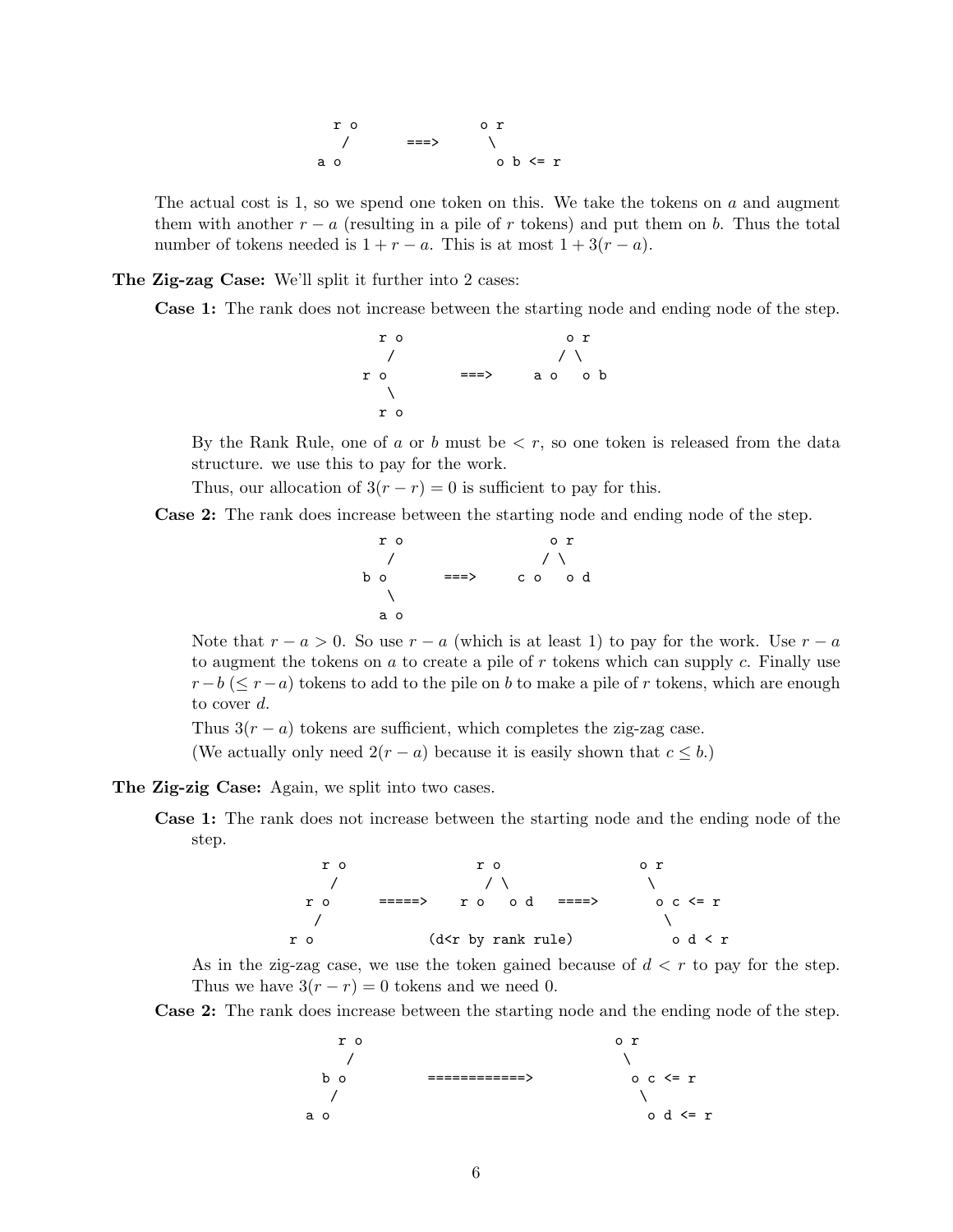```
      r o               o r
       /      ===>       \
     a o                  o b <= r
```

The actual cost is 1, so we spend one token on this. We take the tokens on $a$ and augment them with another $r-a$ (resulting in a pile of $r$ tokens) and put them on $b$. Thus the total number of tokens needed is $1+r-a$. This is at most $1+3(r-a)$.

**The Zig-zag Case:** We'll split it further into 2 cases:

**Case 1:** The rank does not increase between the starting node and ending node of the step.

```
      r o               o r
       /               / \
     r o     ===>    a o   o b
       \
       r o
```

By the Rank Rule, one of $a$ or $b$ must be $< r$, so one token is released from the data structure. we use this to pay for the work.

Thus, our allocation of $3(r-r)=0$ is sufficient to pay for this.

**Case 2:** The rank does increase between the starting node and ending node of the step.

```
      r o               o r
       /               / \
     b o     ===>    c o   o d
       \
       a o
```

Note that $r-a > 0$. So use $r-a$ (which is at least 1) to pay for the work. Use $r-a$ to augment the tokens on $a$ to create a pile of $r$ tokens which can supply $c$. Finally use $r-b$ ($\leq r-a$) tokens to add to the pile on $b$ to make a pile of $r$ tokens, which are enough to cover $d$.

Thus $3(r-a)$ tokens are sufficient, which completes the zig-zag case.

(We actually only need $2(r-a)$ because it is easily shown that $c \leq b$.)

**The Zig-zig Case:** Again, we split into two cases.

**Case 1:** The rank does not increase between the starting node and the ending node of the step.

```
      r o               r o               o r
       /               / \                 \
     r o    =====>   r o   o d   ====>     o c <= r
     /                                        \
   r o           (d<r by rank rule)           o d < r
```

As in the zig-zag case, we use the token gained because of $d < r$ to pay for the step. Thus we have $3(r-r)=0$ tokens and we need 0.

**Case 2:** The rank does increase between the starting node and the ending node of the step.

```
      r o                          o r
       /                            \
     b o      ============>         o c <= r
     /                                \
   a o                                o d <= r
```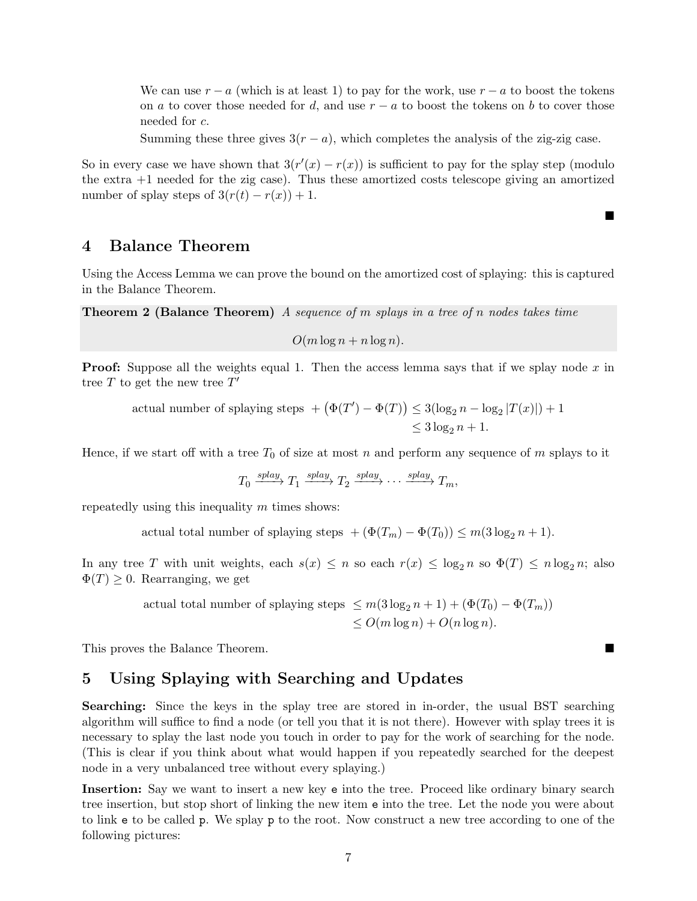We can use $r - a$ (which is at least 1) to pay for the work, use $r - a$ to boost the tokens on $a$ to cover those needed for $d$, and use $r - a$ to boost the tokens on $b$ to cover those needed for $c$.

Summing these three gives $3(r - a)$, which completes the analysis of the zig-zig case.

So in every case we have shown that $3(r'(x) - r(x))$ is sufficient to pay for the splay step (modulo the extra +1 needed for the zig case). Thus these amortized costs telescope giving an amortized number of splay steps of $3(r(t) - r(x)) + 1$.

■

## 4 Balance Theorem

Using the Access Lemma we can prove the bound on the amortized cost of splaying: this is captured in the Balance Theorem.

**Theorem 2 (Balance Theorem)** *A sequence of $m$ splays in a tree of $n$ nodes takes time*

$$O(m \log n + n \log n).$$

**Proof:** Suppose all the weights equal 1. Then the access lemma says that if we splay node $x$ in tree $T$ to get the new tree $T'$

$$\begin{aligned}\text{actual number of splaying steps } + \big(\Phi(T') - \Phi(T)\big) &\leq 3(\log_2 n - \log_2 |T(x)|) + 1 \\ &\leq 3 \log_2 n + 1.\end{aligned}$$

Hence, if we start off with a tree $T_0$ of size at most $n$ and perform any sequence of $m$ splays to it

$$T_0 \xrightarrow{splay} T_1 \xrightarrow{splay} T_2 \xrightarrow{splay} \cdots \xrightarrow{splay} T_m,$$

repeatedly using this inequality $m$ times shows:

$$\text{actual total number of splaying steps } + (\Phi(T_m) - \Phi(T_0)) \leq m(3 \log_2 n + 1).$$

In any tree $T$ with unit weights, each $s(x) \leq n$ so each $r(x) \leq \log_2 n$ so $\Phi(T) \leq n \log_2 n$; also $\Phi(T) \geq 0$. Rearranging, we get

$$\begin{aligned}\text{actual total number of splaying steps } &\leq m(3 \log_2 n + 1) + (\Phi(T_0) - \Phi(T_m)) \\ &\leq O(m \log n) + O(n \log n).\end{aligned}$$

This proves the Balance Theorem. ■

## 5 Using Splaying with Searching and Updates

**Searching:** Since the keys in the splay tree are stored in in-order, the usual BST searching algorithm will suffice to find a node (or tell you that it is not there). However with splay trees it is necessary to splay the last node you touch in order to pay for the work of searching for the node. (This is clear if you think about what would happen if you repeatedly searched for the deepest node in a very unbalanced tree without every splaying.)

**Insertion:** Say we want to insert a new key `e` into the tree. Proceed like ordinary binary search tree insertion, but stop short of linking the new item `e` into the tree. Let the node you were about to link `e` to be called `p`. We splay `p` to the root. Now construct a new tree according to one of the following pictures: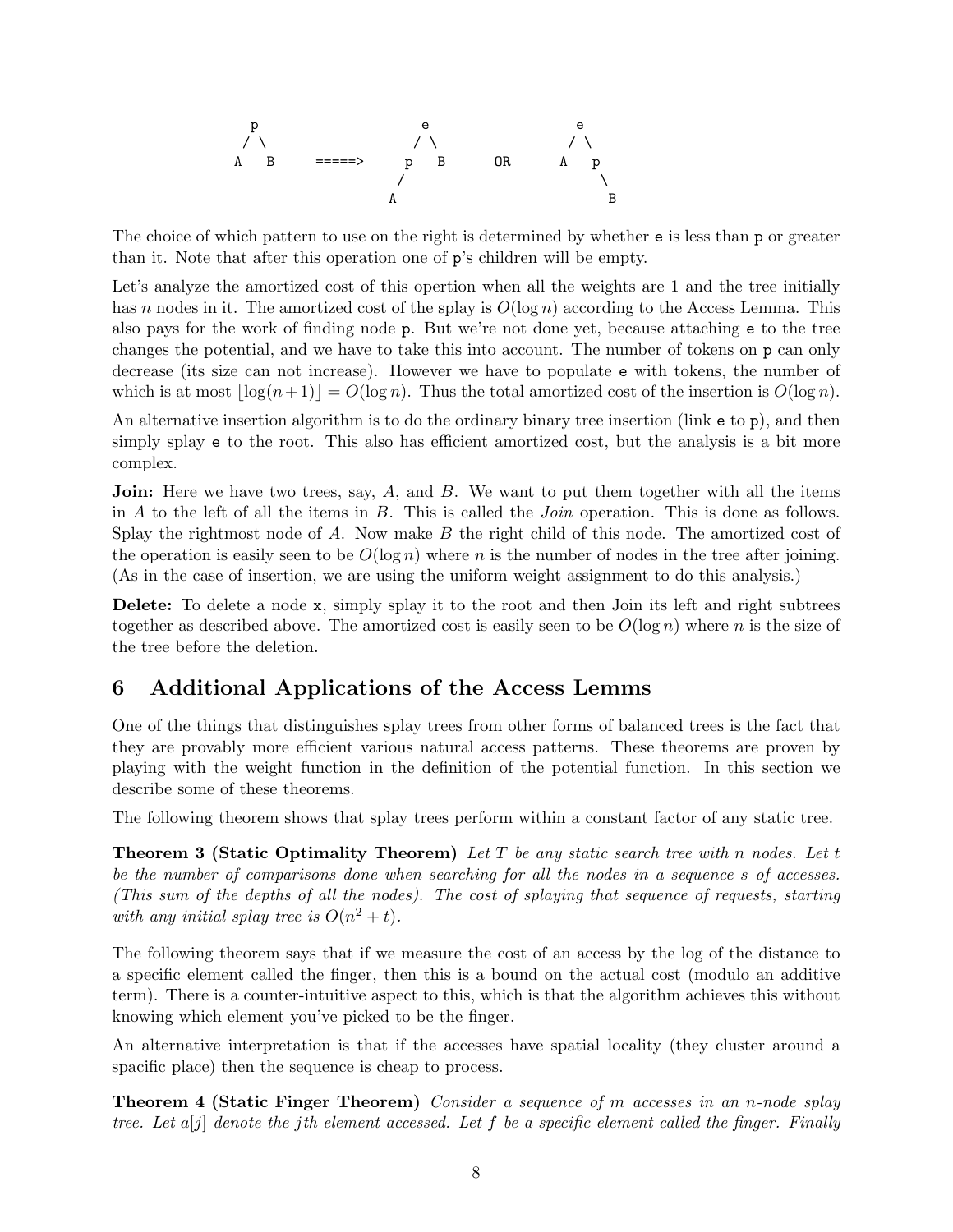```
     p                   e               e
    / \                 / \             / \
   A   B    =====>     p   B    OR     A   p
                      /                     \
                     A                       B
```

The choice of which pattern to use on the right is determined by whether e is less than p or greater than it. Note that after this operation one of p's children will be empty.

Let's analyze the amortized cost of this opertion when all the weights are 1 and the tree initially has $n$ nodes in it. The amortized cost of the splay is $O(\log n)$ according to the Access Lemma. This also pays for the work of finding node p. But we're not done yet, because attaching e to the tree changes the potential, and we have to take this into account. The number of tokens on p can only decrease (its size can not increase). However we have to populate e with tokens, the number of which is at most $\lfloor \log(n+1) \rfloor = O(\log n)$. Thus the total amortized cost of the insertion is $O(\log n)$.

An alternative insertion algorithm is to do the ordinary binary tree insertion (link e to p), and then simply splay e to the root. This also has efficient amortized cost, but the analysis is a bit more complex.

**Join:** Here we have two trees, say, $A$, and $B$. We want to put them together with all the items in $A$ to the left of all the items in $B$. This is called the *Join* operation. This is done as follows. Splay the rightmost node of $A$. Now make $B$ the right child of this node. The amortized cost of the operation is easily seen to be $O(\log n)$ where $n$ is the number of nodes in the tree after joining. (As in the case of insertion, we are using the uniform weight assignment to do this analysis.)

**Delete:** To delete a node x, simply splay it to the root and then Join its left and right subtrees together as described above. The amortized cost is easily seen to be $O(\log n)$ where $n$ is the size of the tree before the deletion.

## 6 Additional Applications of the Access Lemms

One of the things that distinguishes splay trees from other forms of balanced trees is the fact that they are provably more efficient various natural access patterns. These theorems are proven by playing with the weight function in the definition of the potential function. In this section we describe some of these theorems.

The following theorem shows that splay trees perform within a constant factor of any static tree.

**Theorem 3 (Static Optimality Theorem)** *Let $T$ be any static search tree with $n$ nodes. Let $t$ be the number of comparisons done when searching for all the nodes in a sequence $s$ of accesses. (This sum of the depths of all the nodes). The cost of splaying that sequence of requests, starting with any initial splay tree is $O(n^2 + t)$.*

The following theorem says that if we measure the cost of an access by the log of the distance to a specific element called the finger, then this is a bound on the actual cost (modulo an additive term). There is a counter-intuitive aspect to this, which is that the algorithm achieves this without knowing which element you've picked to be the finger.

An alternative interpretation is that if the accesses have spatial locality (they cluster around a spacific place) then the sequence is cheap to process.

**Theorem 4 (Static Finger Theorem)** *Consider a sequence of $m$ accesses in an $n$-node splay tree. Let $a[j]$ denote the $j$th element accessed. Let $f$ be a specific element called the finger. Finally*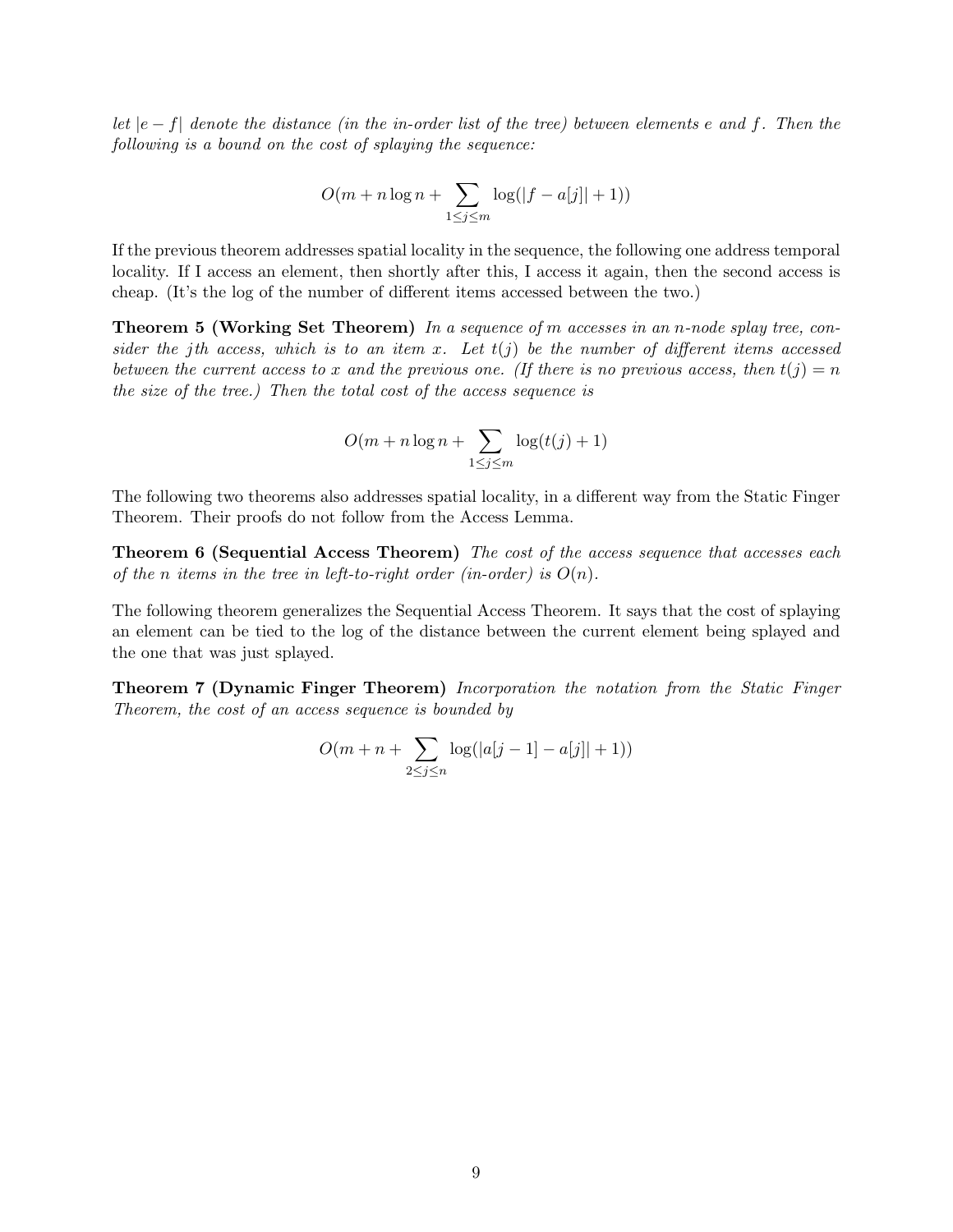*let $|e - f|$ denote the distance (in the in-order list of the tree) between elements $e$ and $f$. Then the following is a bound on the cost of splaying the sequence:*

$$O(m + n \log n + \sum_{1 \leq j \leq m} \log(|f - a[j]| + 1))$$

If the previous theorem addresses spatial locality in the sequence, the following one address temporal locality. If I access an element, then shortly after this, I access it again, then the second access is cheap. (It's the log of the number of different items accessed between the two.)

**Theorem 5 (Working Set Theorem)** *In a sequence of $m$ accesses in an $n$-node splay tree, consider the $j$th access, which is to an item $x$. Let $t(j)$ be the number of different items accessed between the current access to $x$ and the previous one. (If there is no previous access, then $t(j) = n$ the size of the tree.) Then the total cost of the access sequence is*

$$O(m + n \log n + \sum_{1 \leq j \leq m} \log(t(j) + 1)$$

The following two theorems also addresses spatial locality, in a different way from the Static Finger Theorem. Their proofs do not follow from the Access Lemma.

**Theorem 6 (Sequential Access Theorem)** *The cost of the access sequence that accesses each of the $n$ items in the tree in left-to-right order (in-order) is $O(n)$.*

The following theorem generalizes the Sequential Access Theorem. It says that the cost of splaying an element can be tied to the log of the distance between the current element being splayed and the one that was just splayed.

**Theorem 7 (Dynamic Finger Theorem)** *Incorporation the notation from the Static Finger Theorem, the cost of an access sequence is bounded by*

$$O(m + n + \sum_{2 \leq j \leq n} \log(|a[j-1] - a[j]| + 1))$$